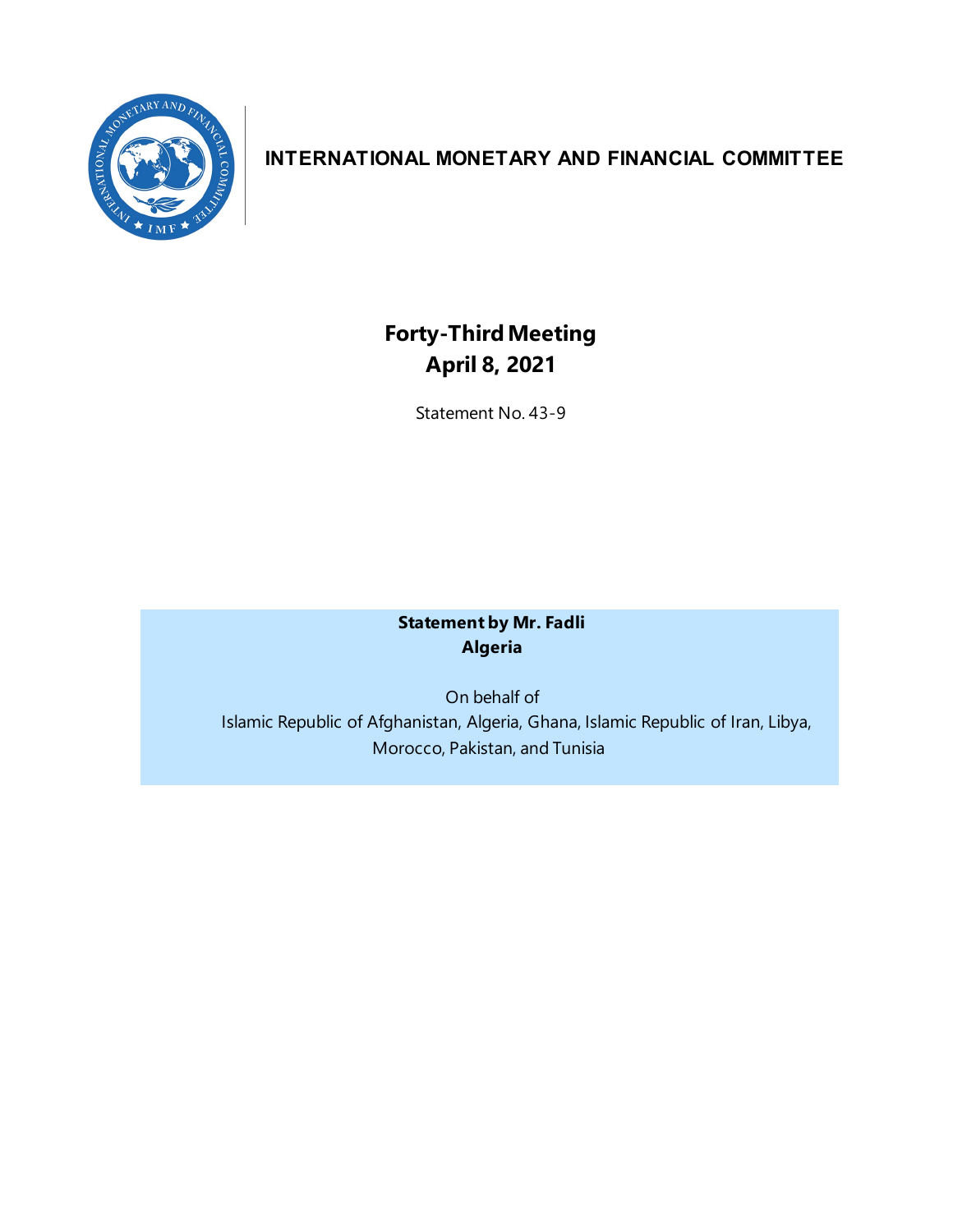**INTERNATIONAL MONETARY AND FINANCIAL COMMITTEE**

# Forty-Third Meeting
# April 8, 2021

Statement No. 43-9

**Statement by Mr. Fadli**
**Algeria**

On behalf of
Islamic Republic of Afghanistan, Algeria, Ghana, Islamic Republic of Iran, Libya, Morocco, Pakistan, and Tunisia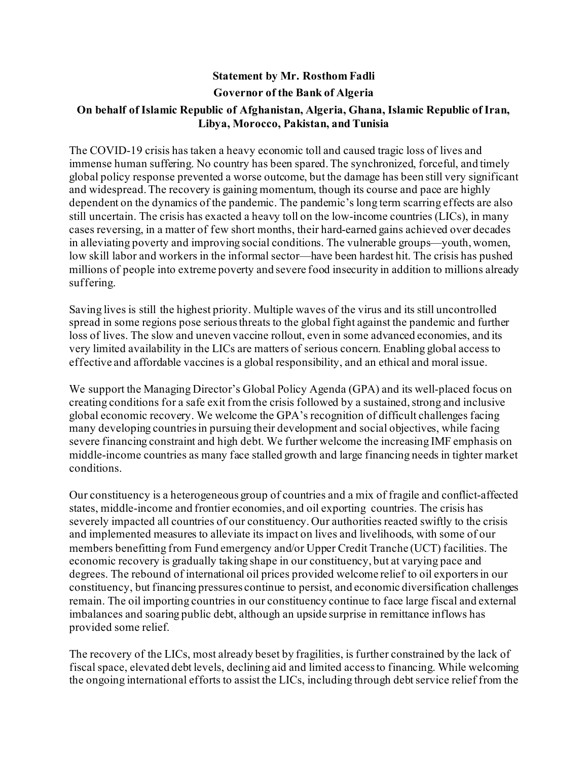**Statement by Mr. Rosthom Fadli**

**Governor of the Bank of Algeria**

**On behalf of Islamic Republic of Afghanistan, Algeria, Ghana, Islamic Republic of Iran, Libya, Morocco, Pakistan, and Tunisia**

The COVID-19 crisis has taken a heavy economic toll and caused tragic loss of lives and immense human suffering. No country has been spared. The synchronized, forceful, and timely global policy response prevented a worse outcome, but the damage has been still very significant and widespread. The recovery is gaining momentum, though its course and pace are highly dependent on the dynamics of the pandemic. The pandemic's long term scarring effects are also still uncertain. The crisis has exacted a heavy toll on the low-income countries (LICs), in many cases reversing, in a matter of few short months, their hard-earned gains achieved over decades in alleviating poverty and improving social conditions. The vulnerable groups—youth, women, low skill labor and workers in the informal sector—have been hardest hit. The crisis has pushed millions of people into extreme poverty and severe food insecurity in addition to millions already suffering.

Saving lives is still the highest priority. Multiple waves of the virus and its still uncontrolled spread in some regions pose serious threats to the global fight against the pandemic and further loss of lives. The slow and uneven vaccine rollout, even in some advanced economies, and its very limited availability in the LICs are matters of serious concern. Enabling global access to effective and affordable vaccines is a global responsibility, and an ethical and moral issue.

We support the Managing Director's Global Policy Agenda (GPA) and its well-placed focus on creating conditions for a safe exit from the crisis followed by a sustained, strong and inclusive global economic recovery. We welcome the GPA's recognition of difficult challenges facing many developing countries in pursuing their development and social objectives, while facing severe financing constraint and high debt. We further welcome the increasing IMF emphasis on middle-income countries as many face stalled growth and large financing needs in tighter market conditions.

Our constituency is a heterogeneous group of countries and a mix of fragile and conflict-affected states, middle-income and frontier economies, and oil exporting countries. The crisis has severely impacted all countries of our constituency. Our authorities reacted swiftly to the crisis and implemented measures to alleviate its impact on lives and livelihoods, with some of our members benefitting from Fund emergency and/or Upper Credit Tranche (UCT) facilities. The economic recovery is gradually taking shape in our constituency, but at varying pace and degrees. The rebound of international oil prices provided welcome relief to oil exporters in our constituency, but financing pressures continue to persist, and economic diversification challenges remain. The oil importing countries in our constituency continue to face large fiscal and external imbalances and soaring public debt, although an upside surprise in remittance inflows has provided some relief.

The recovery of the LICs, most already beset by fragilities, is further constrained by the lack of fiscal space, elevated debt levels, declining aid and limited access to financing. While welcoming the ongoing international efforts to assist the LICs, including through debt service relief from the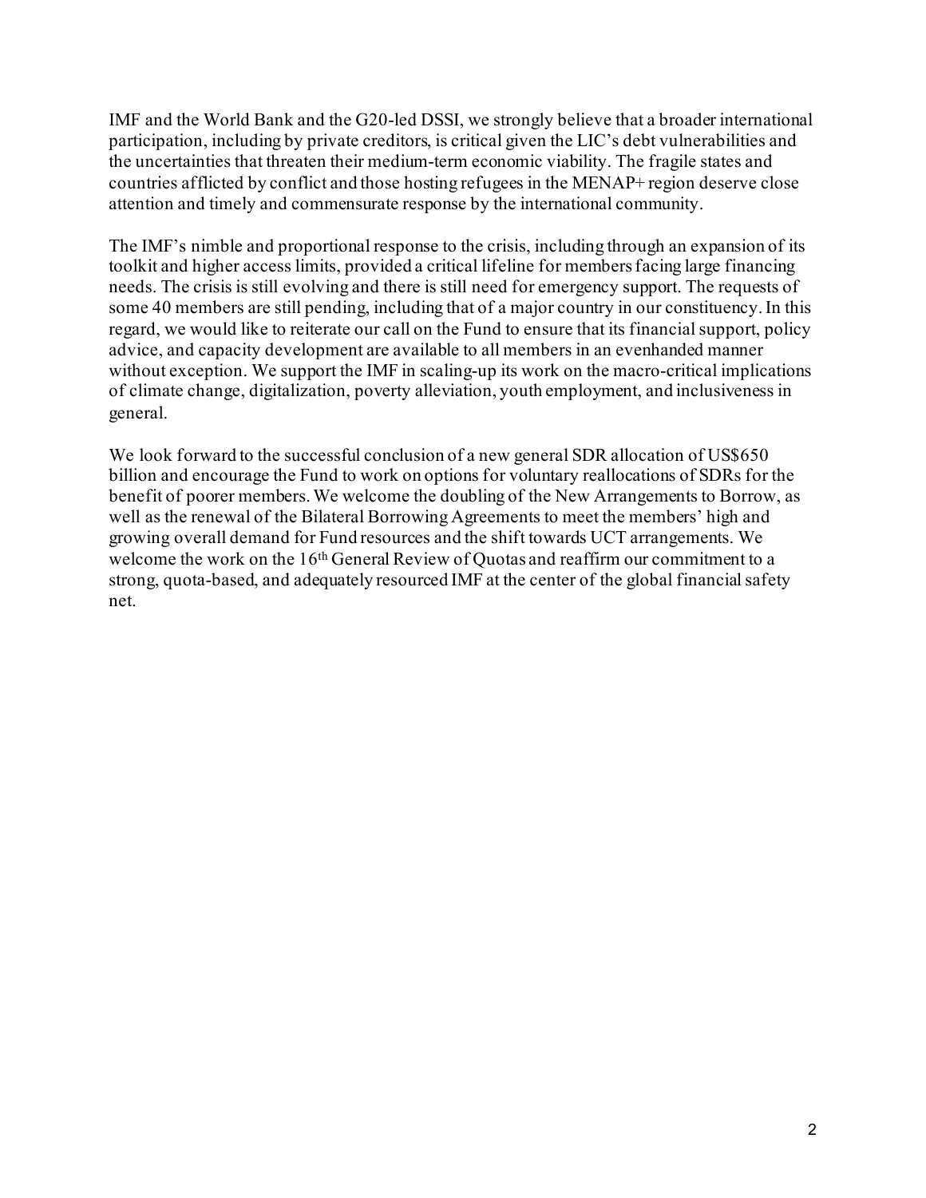IMF and the World Bank and the G20-led DSSI, we strongly believe that a broader international participation, including by private creditors, is critical given the LIC's debt vulnerabilities and the uncertainties that threaten their medium-term economic viability. The fragile states and countries afflicted by conflict and those hosting refugees in the MENAP+ region deserve close attention and timely and commensurate response by the international community.

The IMF's nimble and proportional response to the crisis, including through an expansion of its toolkit and higher access limits, provided a critical lifeline for members facing large financing needs. The crisis is still evolving and there is still need for emergency support. The requests of some 40 members are still pending, including that of a major country in our constituency. In this regard, we would like to reiterate our call on the Fund to ensure that its financial support, policy advice, and capacity development are available to all members in an evenhanded manner without exception. We support the IMF in scaling-up its work on the macro-critical implications of climate change, digitalization, poverty alleviation, youth employment, and inclusiveness in general.

We look forward to the successful conclusion of a new general SDR allocation of US$650 billion and encourage the Fund to work on options for voluntary reallocations of SDRs for the benefit of poorer members. We welcome the doubling of the New Arrangements to Borrow, as well as the renewal of the Bilateral Borrowing Agreements to meet the members' high and growing overall demand for Fund resources and the shift towards UCT arrangements. We welcome the work on the 16th General Review of Quotas and reaffirm our commitment to a strong, quota-based, and adequately resourced IMF at the center of the global financial safety net.